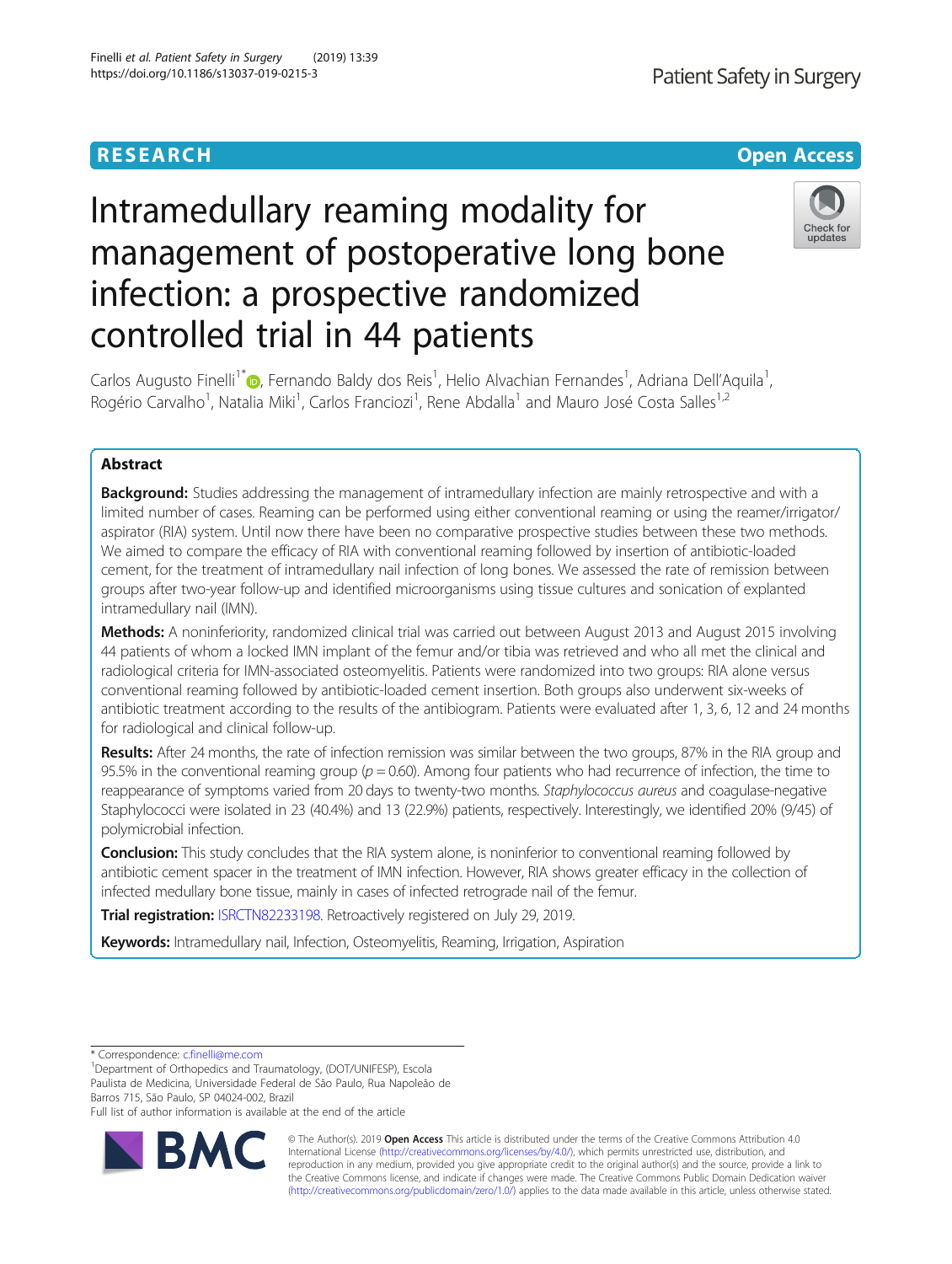RESEARCH | Open Access

# Intramedullary reaming modality for management of postoperative long bone infection: a prospective randomized controlled trial in 44 patients

Carlos Augusto Finelli[1*], Fernando Baldy dos Reis[1], Helio Alvachian Fernandes[1], Adriana Dell'Aquila[1], Rogério Carvalho[1], Natalia Miki[1], Carlos Franciozi[1], Rene Abdalla[1] and Mauro José Costa Salles[1,2]

## Abstract

**Background:** Studies addressing the management of intramedullary infection are mainly retrospective and with a limited number of cases. Reaming can be performed using either conventional reaming or using the reamer/irrigator/aspirator (RIA) system. Until now there have been no comparative prospective studies between these two methods. We aimed to compare the efficacy of RIA with conventional reaming followed by insertion of antibiotic-loaded cement, for the treatment of intramedullary nail infection of long bones. We assessed the rate of remission between groups after two-year follow-up and identified microorganisms using tissue cultures and sonication of explanted intramedullary nail (IMN).

**Methods:** A noninferiority, randomized clinical trial was carried out between August 2013 and August 2015 involving 44 patients of whom a locked IMN implant of the femur and/or tibia was retrieved and who all met the clinical and radiological criteria for IMN-associated osteomyelitis. Patients were randomized into two groups: RIA alone versus conventional reaming followed by antibiotic-loaded cement insertion. Both groups also underwent six-weeks of antibiotic treatment according to the results of the antibiogram. Patients were evaluated after 1, 3, 6, 12 and 24 months for radiological and clinical follow-up.

**Results:** After 24 months, the rate of infection remission was similar between the two groups, 87% in the RIA group and 95.5% in the conventional reaming group ($p = 0.60$). Among four patients who had recurrence of infection, the time to reappearance of symptoms varied from 20 days to twenty-two months. *Staphylococcus aureus* and coagulase-negative Staphylococci were isolated in 23 (40.4%) and 13 (22.9%) patients, respectively. Interestingly, we identified 20% (9/45) of polymicrobial infection.

**Conclusion:** This study concludes that the RIA system alone, is noninferior to conventional reaming followed by antibiotic cement spacer in the treatment of IMN infection. However, RIA shows greater efficacy in the collection of infected medullary bone tissue, mainly in cases of infected retrograde nail of the femur.

**Trial registration:** ISRCTN82233198. Retroactively registered on July 29, 2019.

**Keywords:** Intramedullary nail, Infection, Osteomyelitis, Reaming, Irrigation, Aspiration

---

\* Correspondence: c.finelli@me.com

[1]Department of Orthopedics and Traumatology, (DOT/UNIFESP), Escola Paulista de Medicina, Universidade Federal de São Paulo, Rua Napoleão de Barros 715, São Paulo, SP 04024-002, Brazil

Full list of author information is available at the end of the article

© The Author(s). 2019 **Open Access** This article is distributed under the terms of the Creative Commons Attribution 4.0 International License (http://creativecommons.org/licenses/by/4.0/), which permits unrestricted use, distribution, and reproduction in any medium, provided you give appropriate credit to the original author(s) and the source, provide a link to the Creative Commons license, and indicate if changes were made. The Creative Commons Public Domain Dedication waiver (http://creativecommons.org/publicdomain/zero/1.0/) applies to the data made available in this article, unless otherwise stated.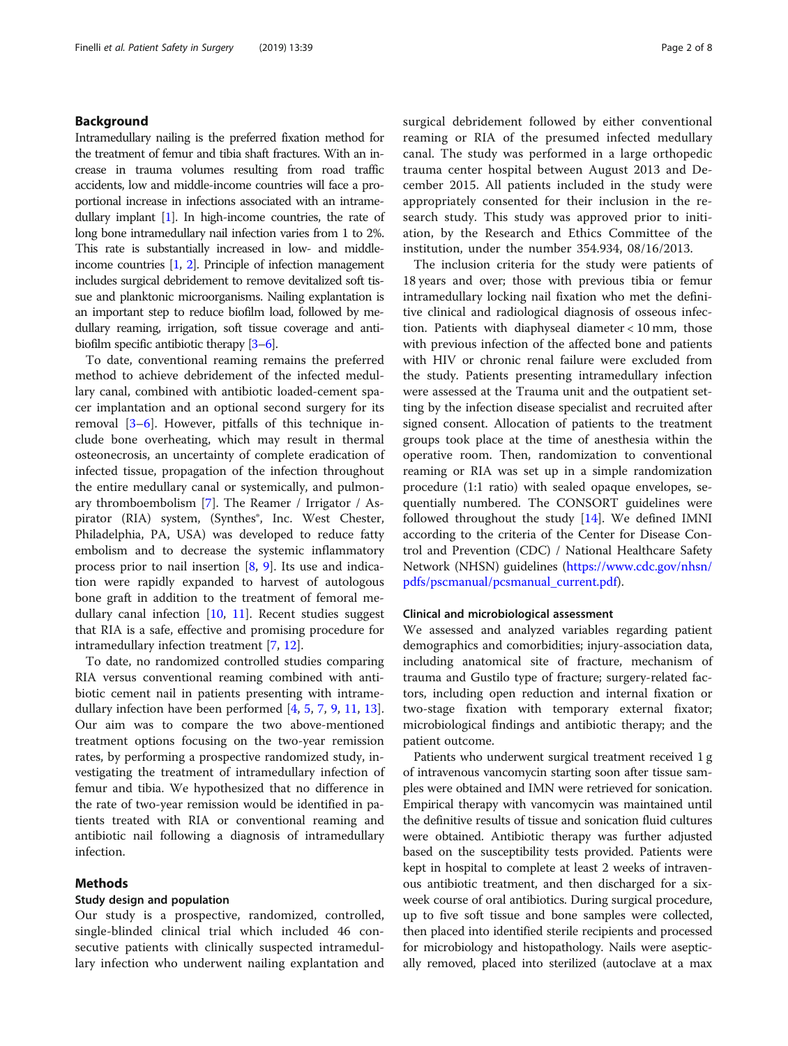## Background

Intramedullary nailing is the preferred fixation method for the treatment of femur and tibia shaft fractures. With an increase in trauma volumes resulting from road traffic accidents, low and middle-income countries will face a proportional increase in infections associated with an intramedullary implant [1]. In high-income countries, the rate of long bone intramedullary nail infection varies from 1 to 2%. This rate is substantially increased in low- and middle-income countries [1, 2]. Principle of infection management includes surgical debridement to remove devitalized soft tissue and planktonic microorganisms. Nailing explantation is an important step to reduce biofilm load, followed by medullary reaming, irrigation, soft tissue coverage and anti-biofilm specific antibiotic therapy [3–6].

To date, conventional reaming remains the preferred method to achieve debridement of the infected medullary canal, combined with antibiotic loaded-cement spacer implantation and an optional second surgery for its removal [3–6]. However, pitfalls of this technique include bone overheating, which may result in thermal osteonecrosis, an uncertainty of complete eradication of infected tissue, propagation of the infection throughout the entire medullary canal or systemically, and pulmonary thromboembolism [7]. The Reamer / Irrigator / Aspirator (RIA) system, (Synthes®, Inc. West Chester, Philadelphia, PA, USA) was developed to reduce fatty embolism and to decrease the systemic inflammatory process prior to nail insertion [8, 9]. Its use and indication were rapidly expanded to harvest of autologous bone graft in addition to the treatment of femoral medullary canal infection [10, 11]. Recent studies suggest that RIA is a safe, effective and promising procedure for intramedullary infection treatment [7, 12].

To date, no randomized controlled studies comparing RIA versus conventional reaming combined with antibiotic cement nail in patients presenting with intramedullary infection have been performed [4, 5, 7, 9, 11, 13]. Our aim was to compare the two above-mentioned treatment options focusing on the two-year remission rates, by performing a prospective randomized study, investigating the treatment of intramedullary infection of femur and tibia. We hypothesized that no difference in the rate of two-year remission would be identified in patients treated with RIA or conventional reaming and antibiotic nail following a diagnosis of intramedullary infection.

## Methods

### Study design and population

Our study is a prospective, randomized, controlled, single-blinded clinical trial which included 46 consecutive patients with clinically suspected intramedullary infection who underwent nailing explantation and surgical debridement followed by either conventional reaming or RIA of the presumed infected medullary canal. The study was performed in a large orthopedic trauma center hospital between August 2013 and December 2015. All patients included in the study were appropriately consented for their inclusion in the research study. This study was approved prior to initiation, by the Research and Ethics Committee of the institution, under the number 354.934, 08/16/2013.

The inclusion criteria for the study were patients of 18 years and over; those with previous tibia or femur intramedullary locking nail fixation who met the definitive clinical and radiological diagnosis of osseous infection. Patients with diaphyseal diameter < 10 mm, those with previous infection of the affected bone and patients with HIV or chronic renal failure were excluded from the study. Patients presenting intramedullary infection were assessed at the Trauma unit and the outpatient setting by the infection disease specialist and recruited after signed consent. Allocation of patients to the treatment groups took place at the time of anesthesia within the operative room. Then, randomization to conventional reaming or RIA was set up in a simple randomization procedure (1:1 ratio) with sealed opaque envelopes, sequentially numbered. The CONSORT guidelines were followed throughout the study [14]. We defined IMNI according to the criteria of the Center for Disease Control and Prevention (CDC) / National Healthcare Safety Network (NHSN) guidelines (https://www.cdc.gov/nhsn/pdfs/pscmanual/pcsmanual_current.pdf).

### Clinical and microbiological assessment

We assessed and analyzed variables regarding patient demographics and comorbidities; injury-association data, including anatomical site of fracture, mechanism of trauma and Gustilo type of fracture; surgery-related factors, including open reduction and internal fixation or two-stage fixation with temporary external fixator; microbiological findings and antibiotic therapy; and the patient outcome.

Patients who underwent surgical treatment received 1 g of intravenous vancomycin starting soon after tissue samples were obtained and IMN were retrieved for sonication. Empirical therapy with vancomycin was maintained until the definitive results of tissue and sonication fluid cultures were obtained. Antibiotic therapy was further adjusted based on the susceptibility tests provided. Patients were kept in hospital to complete at least 2 weeks of intravenous antibiotic treatment, and then discharged for a six-week course of oral antibiotics. During surgical procedure, up to five soft tissue and bone samples were collected, then placed into identified sterile recipients and processed for microbiology and histopathology. Nails were aseptically removed, placed into sterilized (autoclave at a max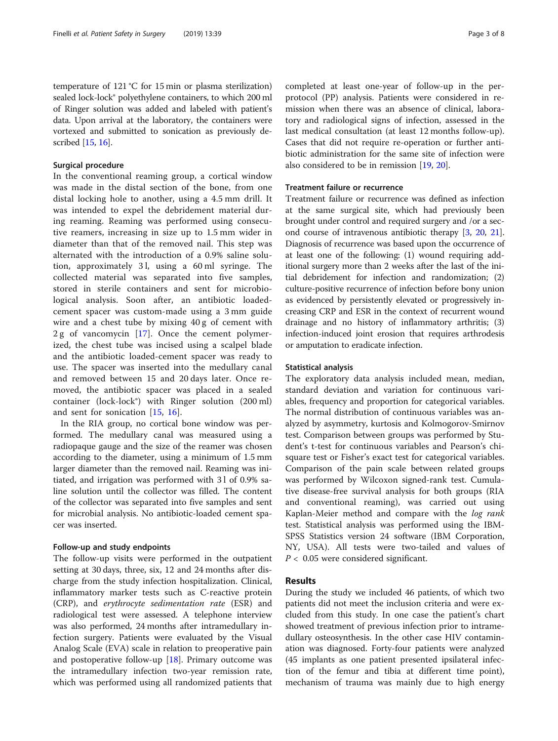temperature of 121 °C for 15 min or plasma sterilization) sealed lock-lock® polyethylene containers, to which 200 ml of Ringer solution was added and labeled with patient's data. Upon arrival at the laboratory, the containers were vortexed and submitted to sonication as previously described [15, 16].

### Surgical procedure

In the conventional reaming group, a cortical window was made in the distal section of the bone, from one distal locking hole to another, using a 4.5 mm drill. It was intended to expel the debridement material during reaming. Reaming was performed using consecutive reamers, increasing in size up to 1.5 mm wider in diameter than that of the removed nail. This step was alternated with the introduction of a 0.9% saline solution, approximately 3 l, using a 60 ml syringe. The collected material was separated into five samples, stored in sterile containers and sent for microbiological analysis. Soon after, an antibiotic loaded-cement spacer was custom-made using a 3 mm guide wire and a chest tube by mixing 40 g of cement with 2 g of vancomycin [17]. Once the cement polymerized, the chest tube was incised using a scalpel blade and the antibiotic loaded-cement spacer was ready to use. The spacer was inserted into the medullary canal and removed between 15 and 20 days later. Once removed, the antibiotic spacer was placed in a sealed container (lock-lock®) with Ringer solution (200 ml) and sent for sonication [15, 16].

In the RIA group, no cortical bone window was performed. The medullary canal was measured using a radiopaque gauge and the size of the reamer was chosen according to the diameter, using a minimum of 1.5 mm larger diameter than the removed nail. Reaming was initiated, and irrigation was performed with 3 l of 0.9% saline solution until the collector was filled. The content of the collector was separated into five samples and sent for microbial analysis. No antibiotic-loaded cement spacer was inserted.

### Follow-up and study endpoints

The follow-up visits were performed in the outpatient setting at 30 days, three, six, 12 and 24 months after discharge from the study infection hospitalization. Clinical, inflammatory marker tests such as C-reactive protein (CRP), and *erythrocyte sedimentation rate* (ESR) and radiological test were assessed. A telephone interview was also performed, 24 months after intramedullary infection surgery. Patients were evaluated by the Visual Analog Scale (EVA) scale in relation to preoperative pain and postoperative follow-up [18]. Primary outcome was the intramedullary infection two-year remission rate, which was performed using all randomized patients that completed at least one-year of follow-up in the per-protocol (PP) analysis. Patients were considered in remission when there was an absence of clinical, laboratory and radiological signs of infection, assessed in the last medical consultation (at least 12 months follow-up). Cases that did not require re-operation or further antibiotic administration for the same site of infection were also considered to be in remission [19, 20].

### Treatment failure or recurrence

Treatment failure or recurrence was defined as infection at the same surgical site, which had previously been brought under control and required surgery and /or a second course of intravenous antibiotic therapy [3, 20, 21]. Diagnosis of recurrence was based upon the occurrence of at least one of the following: (1) wound requiring additional surgery more than 2 weeks after the last of the initial debridement for infection and randomization; (2) culture-positive recurrence of infection before bony union as evidenced by persistently elevated or progressively increasing CRP and ESR in the context of recurrent wound drainage and no history of inflammatory arthritis; (3) infection-induced joint erosion that requires arthrodesis or amputation to eradicate infection.

### Statistical analysis

The exploratory data analysis included mean, median, standard deviation and variation for continuous variables, frequency and proportion for categorical variables. The normal distribution of continuous variables was analyzed by asymmetry, kurtosis and Kolmogorov-Smirnov test. Comparison between groups was performed by Student's t-test for continuous variables and Pearson's chi-square test or Fisher's exact test for categorical variables. Comparison of the pain scale between related groups was performed by Wilcoxon signed-rank test. Cumulative disease-free survival analysis for both groups (RIA and conventional reaming), was carried out using Kaplan-Meier method and compare with the *log rank* test. Statistical analysis was performed using the IBM-SPSS Statistics version 24 software (IBM Corporation, NY, USA). All tests were two-tailed and values of $P < 0.05$ were considered significant.

## Results

During the study we included 46 patients, of which two patients did not meet the inclusion criteria and were excluded from this study. In one case the patient's chart showed treatment of previous infection prior to intramedullary osteosynthesis. In the other case HIV contamination was diagnosed. Forty-four patients were analyzed (45 implants as one patient presented ipsilateral infection of the femur and tibia at different time point), mechanism of trauma was mainly due to high energy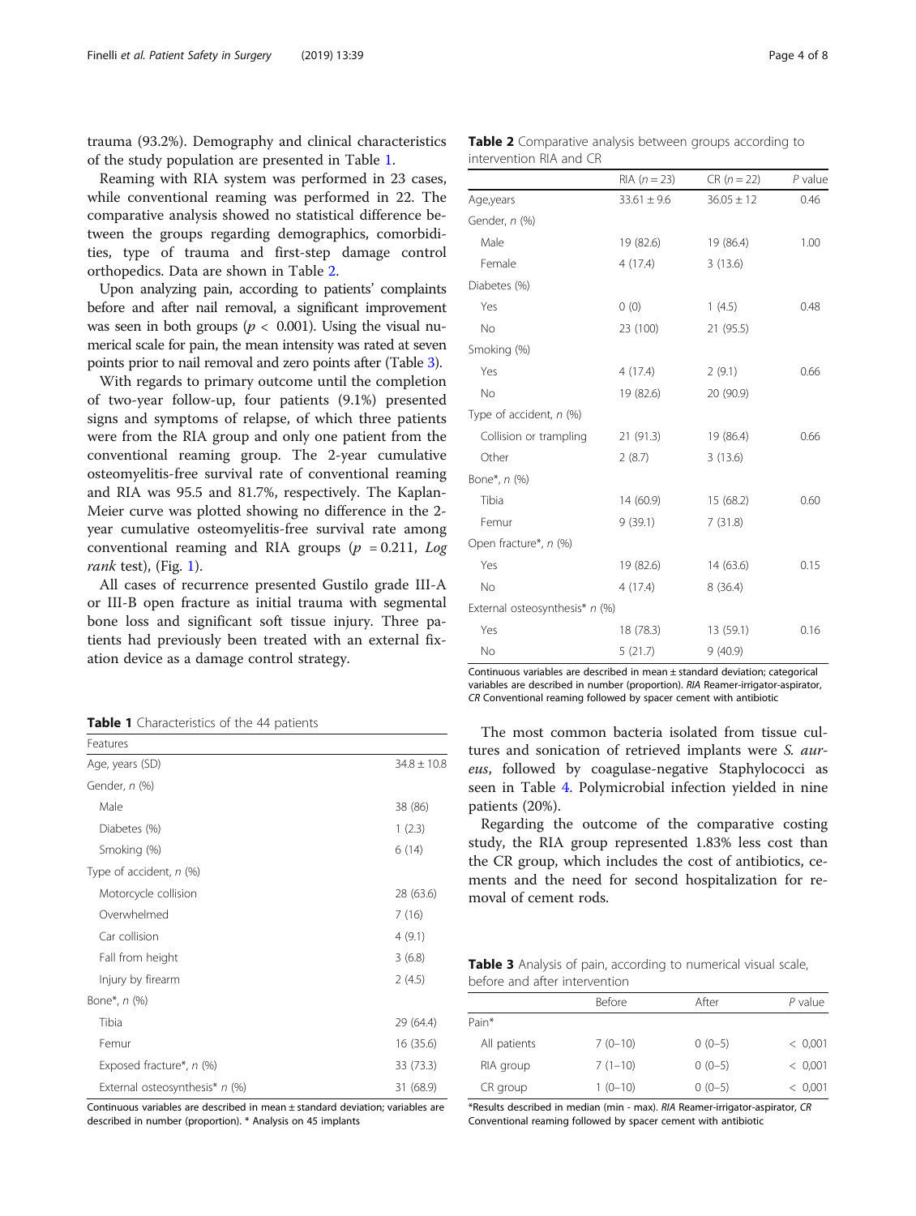trauma (93.2%). Demography and clinical characteristics of the study population are presented in Table 1.

Reaming with RIA system was performed in 23 cases, while conventional reaming was performed in 22. The comparative analysis showed no statistical difference between the groups regarding demographics, comorbidities, type of trauma and first-step damage control orthopedics. Data are shown in Table 2.

Upon analyzing pain, according to patients' complaints before and after nail removal, a significant improvement was seen in both groups ($p < 0.001$). Using the visual numerical scale for pain, the mean intensity was rated at seven points prior to nail removal and zero points after (Table 3).

With regards to primary outcome until the completion of two-year follow-up, four patients (9.1%) presented signs and symptoms of relapse, of which three patients were from the RIA group and only one patient from the conventional reaming group. The 2-year cumulative osteomyelitis-free survival rate of conventional reaming and RIA was 95.5 and 81.7%, respectively. The Kaplan-Meier curve was plotted showing no difference in the 2-year cumulative osteomyelitis-free survival rate among conventional reaming and RIA groups ($p = 0.211$, *Log rank* test), (Fig. 1).

All cases of recurrence presented Gustilo grade III-A or III-B open fracture as initial trauma with segmental bone loss and significant soft tissue injury. Three patients had previously been treated with an external fixation device as a damage control strategy.

**Table 1** Characteristics of the 44 patients

| Features | |
|---|---|
| Age, years (SD) | 34.8 ± 10.8 |
| Gender, *n* (%) | |
| Male | 38 (86) |
| Diabetes (%) | 1 (2.3) |
| Smoking (%) | 6 (14) |
| Type of accident, *n* (%) | |
| Motorcycle collision | 28 (63.6) |
| Overwhelmed | 7 (16) |
| Car collision | 4 (9.1) |
| Fall from height | 3 (6.8) |
| Injury by firearm | 2 (4.5) |
| Bone*, *n* (%) | |
| Tibia | 29 (64.4) |
| Femur | 16 (35.6) |
| Exposed fracture*, *n* (%) | 33 (73.3) |
| External osteosynthesis* *n* (%) | 31 (68.9) |

Continuous variables are described in mean ± standard deviation; variables are described in number (proportion). * Analysis on 45 implants

**Table 2** Comparative analysis between groups according to intervention RIA and CR

| | RIA ($n = 23$) | CR ($n = 22$) | *P* value |
|---|---|---|---|
| Age,years | 33.61 ± 9.6 | 36.05 ± 12 | 0.46 |
| Gender, *n* (%) | | | |
| Male | 19 (82.6) | 19 (86.4) | 1.00 |
| Female | 4 (17.4) | 3 (13.6) | |
| Diabetes (%) | | | |
| Yes | 0 (0) | 1 (4.5) | 0.48 |
| No | 23 (100) | 21 (95.5) | |
| Smoking (%) | | | |
| Yes | 4 (17.4) | 2 (9.1) | 0.66 |
| No | 19 (82.6) | 20 (90.9) | |
| Type of accident, *n* (%) | | | |
| Collision or trampling | 21 (91.3) | 19 (86.4) | 0.66 |
| Other | 2 (8.7) | 3 (13.6) | |
| Bone*, *n* (%) | | | |
| Tibia | 14 (60.9) | 15 (68.2) | 0.60 |
| Femur | 9 (39.1) | 7 (31.8) | |
| Open fracture*, *n* (%) | | | |
| Yes | 19 (82.6) | 14 (63.6) | 0.15 |
| No | 4 (17.4) | 8 (36.4) | |
| External osteosynthesis* *n* (%) | | | |
| Yes | 18 (78.3) | 13 (59.1) | 0.16 |
| No | 5 (21.7) | 9 (40.9) | |

Continuous variables are described in mean ± standard deviation; categorical variables are described in number (proportion). *RIA* Reamer-irrigator-aspirator, *CR* Conventional reaming followed by spacer cement with antibiotic

The most common bacteria isolated from tissue cultures and sonication of retrieved implants were *S. aureus*, followed by coagulase-negative Staphylococci as seen in Table 4. Polymicrobial infection yielded in nine patients (20%).

Regarding the outcome of the comparative costing study, the RIA group represented 1.83% less cost than the CR group, which includes the cost of antibiotics, cements and the need for second hospitalization for removal of cement rods.

**Table 3** Analysis of pain, according to numerical visual scale, before and after intervention

| | Before | After | *P* value |
|---|---|---|---|
| Pain* | | | |
| All patients | 7 (0–10) | 0 (0–5) | < 0,001 |
| RIA group | 7 (1–10) | 0 (0–5) | < 0,001 |
| CR group | 1 (0–10) | 0 (0–5) | < 0,001 |

*Results described in median (min - max). *RIA* Reamer-irrigator-aspirator, *CR* Conventional reaming followed by spacer cement with antibiotic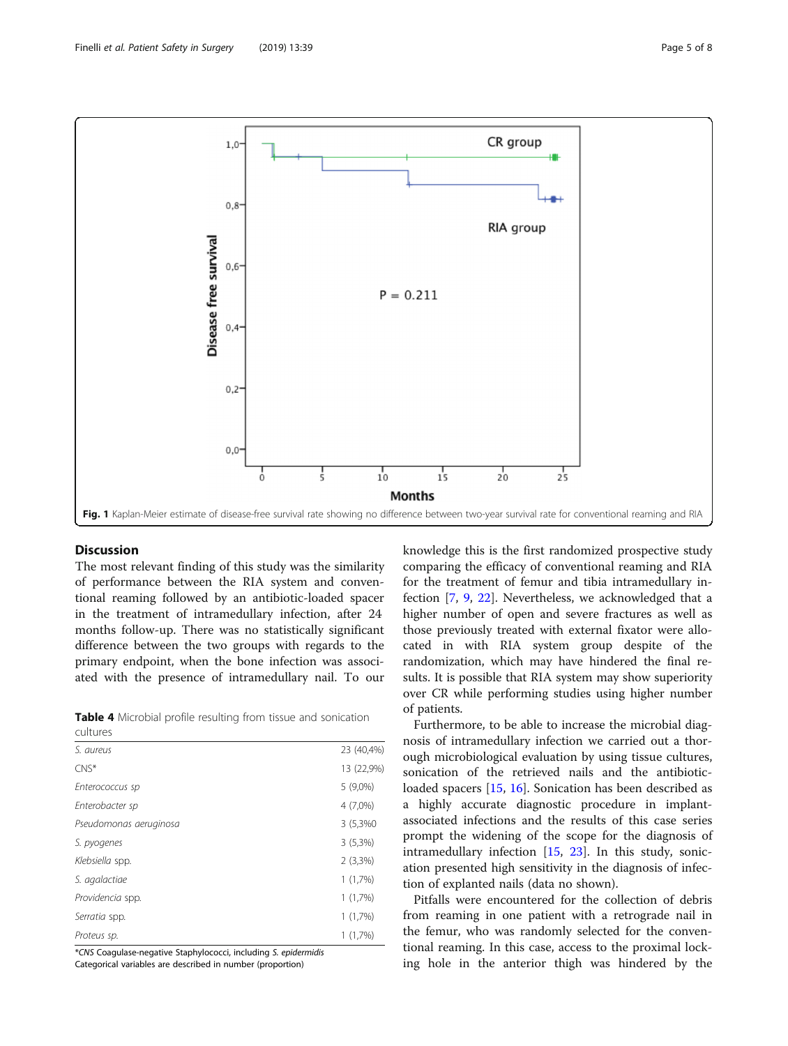Fig. 1 Kaplan-Meier estimate of disease-free survival rate showing no difference between two-year survival rate for conventional reaming and RIA

## Discussion

The most relevant finding of this study was the similarity of performance between the RIA system and conventional reaming followed by an antibiotic-loaded spacer in the treatment of intramedullary infection, after 24 months follow-up. There was no statistically significant difference between the two groups with regards to the primary endpoint, when the bone infection was associated with the presence of intramedullary nail. To our knowledge this is the first randomized prospective study comparing the efficacy of conventional reaming and RIA for the treatment of femur and tibia intramedullary infection [7, 9, 22]. Nevertheless, we acknowledged that a higher number of open and severe fractures as well as those previously treated with external fixator were allocated in with RIA system group despite of the randomization, which may have hindered the final results. It is possible that RIA system may show superiority over CR while performing studies using higher number of patients.

**Table 4** Microbial profile resulting from tissue and sonication cultures

| | |
|---|---|
| *S. aureus* | 23 (40,4%) |
| CNS* | 13 (22,9%) |
| *Enterococcus sp* | 5 (9,0%) |
| *Enterobacter sp* | 4 (7,0%) |
| *Pseudomonas aeruginosa* | 3 (5,3%0 |
| *S. pyogenes* | 3 (5,3%) |
| *Klebsiella* spp. | 2 (3,3%) |
| *S. agalactiae* | 1 (1,7%) |
| *Providencia* spp. | 1 (1,7%) |
| *Serratia* spp. | 1 (1,7%) |
| *Proteus sp.* | 1 (1,7%) |

*CNS Coagulase-negative Staphylococci, including *S. epidermidis*
Categorical variables are described in number (proportion)

Furthermore, to be able to increase the microbial diagnosis of intramedullary infection we carried out a thorough microbiological evaluation by using tissue cultures, sonication of the retrieved nails and the antibiotic-loaded spacers [15, 16]. Sonication has been described as a highly accurate diagnostic procedure in implant-associated infections and the results of this case series prompt the widening of the scope for the diagnosis of intramedullary infection [15, 23]. In this study, sonication presented high sensitivity in the diagnosis of infection of explanted nails (data no shown).

Pitfalls were encountered for the collection of debris from reaming in one patient with a retrograde nail in the femur, who was randomly selected for the conventional reaming. In this case, access to the proximal locking hole in the anterior thigh was hindered by the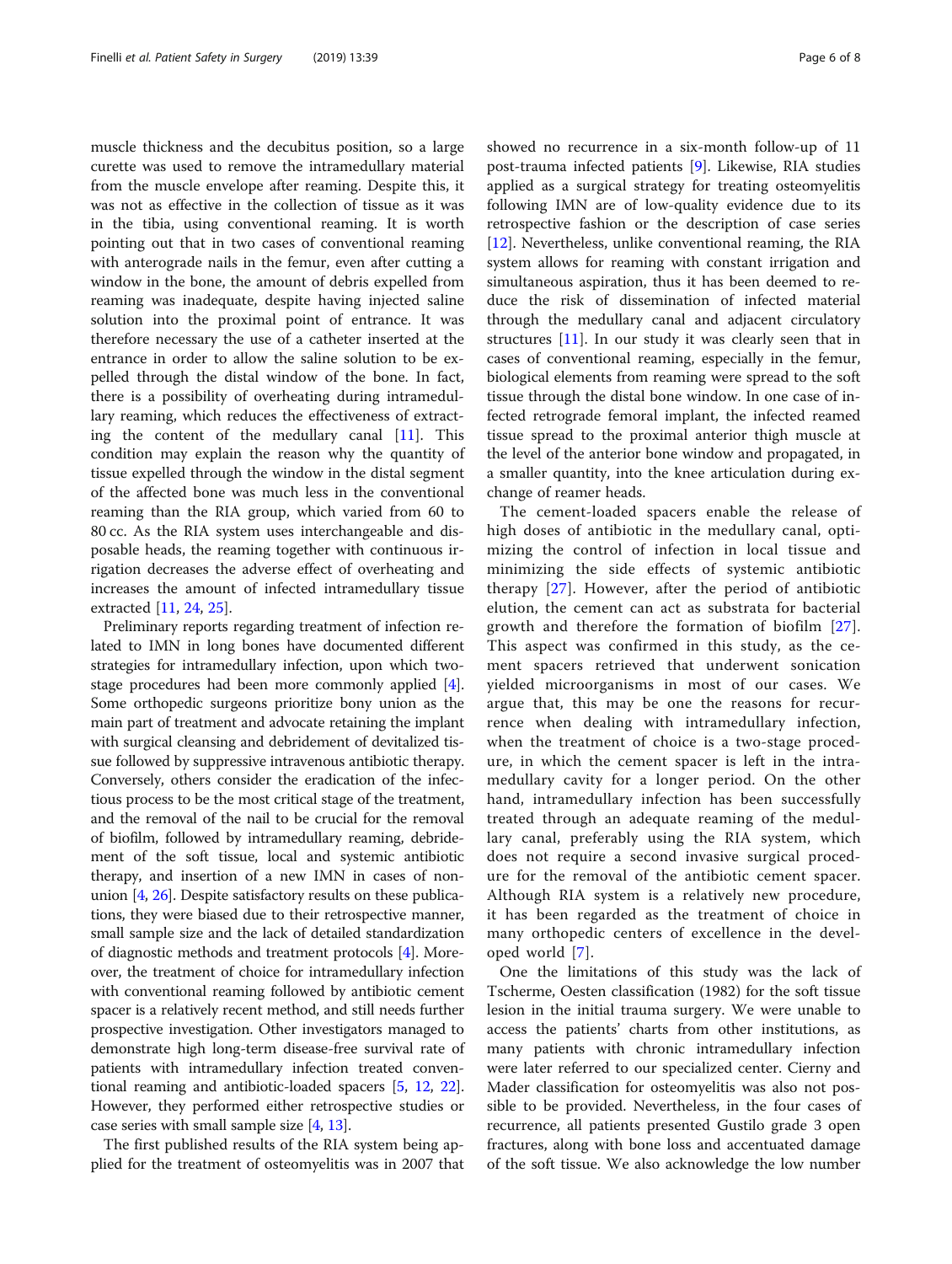muscle thickness and the decubitus position, so a large curette was used to remove the intramedullary material from the muscle envelope after reaming. Despite this, it was not as effective in the collection of tissue as it was in the tibia, using conventional reaming. It is worth pointing out that in two cases of conventional reaming with anterograde nails in the femur, even after cutting a window in the bone, the amount of debris expelled from reaming was inadequate, despite having injected saline solution into the proximal point of entrance. It was therefore necessary the use of a catheter inserted at the entrance in order to allow the saline solution to be expelled through the distal window of the bone. In fact, there is a possibility of overheating during intramedullary reaming, which reduces the effectiveness of extracting the content of the medullary canal [11]. This condition may explain the reason why the quantity of tissue expelled through the window in the distal segment of the affected bone was much less in the conventional reaming than the RIA group, which varied from 60 to 80 cc. As the RIA system uses interchangeable and disposable heads, the reaming together with continuous irrigation decreases the adverse effect of overheating and increases the amount of infected intramedullary tissue extracted [11, 24, 25].

Preliminary reports regarding treatment of infection related to IMN in long bones have documented different strategies for intramedullary infection, upon which two-stage procedures had been more commonly applied [4]. Some orthopedic surgeons prioritize bony union as the main part of treatment and advocate retaining the implant with surgical cleansing and debridement of devitalized tissue followed by suppressive intravenous antibiotic therapy. Conversely, others consider the eradication of the infectious process to be the most critical stage of the treatment, and the removal of the nail to be crucial for the removal of biofilm, followed by intramedullary reaming, debridement of the soft tissue, local and systemic antibiotic therapy, and insertion of a new IMN in cases of nonunion [4, 26]. Despite satisfactory results on these publications, they were biased due to their retrospective manner, small sample size and the lack of detailed standardization of diagnostic methods and treatment protocols [4]. Moreover, the treatment of choice for intramedullary infection with conventional reaming followed by antibiotic cement spacer is a relatively recent method, and still needs further prospective investigation. Other investigators managed to demonstrate high long-term disease-free survival rate of patients with intramedullary infection treated conventional reaming and antibiotic-loaded spacers [5, 12, 22]. However, they performed either retrospective studies or case series with small sample size [4, 13].

The first published results of the RIA system being applied for the treatment of osteomyelitis was in 2007 that showed no recurrence in a six-month follow-up of 11 post-trauma infected patients [9]. Likewise, RIA studies applied as a surgical strategy for treating osteomyelitis following IMN are of low-quality evidence due to its retrospective fashion or the description of case series [12]. Nevertheless, unlike conventional reaming, the RIA system allows for reaming with constant irrigation and simultaneous aspiration, thus it has been deemed to reduce the risk of dissemination of infected material through the medullary canal and adjacent circulatory structures [11]. In our study it was clearly seen that in cases of conventional reaming, especially in the femur, biological elements from reaming were spread to the soft tissue through the distal bone window. In one case of infected retrograde femoral implant, the infected reamed tissue spread to the proximal anterior thigh muscle at the level of the anterior bone window and propagated, in a smaller quantity, into the knee articulation during exchange of reamer heads.

The cement-loaded spacers enable the release of high doses of antibiotic in the medullary canal, optimizing the control of infection in local tissue and minimizing the side effects of systemic antibiotic therapy [27]. However, after the period of antibiotic elution, the cement can act as substrata for bacterial growth and therefore the formation of biofilm [27]. This aspect was confirmed in this study, as the cement spacers retrieved that underwent sonication yielded microorganisms in most of our cases. We argue that, this may be one the reasons for recurrence when dealing with intramedullary infection, when the treatment of choice is a two-stage procedure, in which the cement spacer is left in the intramedullary cavity for a longer period. On the other hand, intramedullary infection has been successfully treated through an adequate reaming of the medullary canal, preferably using the RIA system, which does not require a second invasive surgical procedure for the removal of the antibiotic cement spacer. Although RIA system is a relatively new procedure, it has been regarded as the treatment of choice in many orthopedic centers of excellence in the developed world [7].

One the limitations of this study was the lack of Tscherme, Oesten classification (1982) for the soft tissue lesion in the initial trauma surgery. We were unable to access the patients' charts from other institutions, as many patients with chronic intramedullary infection were later referred to our specialized center. Cierny and Mader classification for osteomyelitis was also not possible to be provided. Nevertheless, in the four cases of recurrence, all patients presented Gustilo grade 3 open fractures, along with bone loss and accentuated damage of the soft tissue. We also acknowledge the low number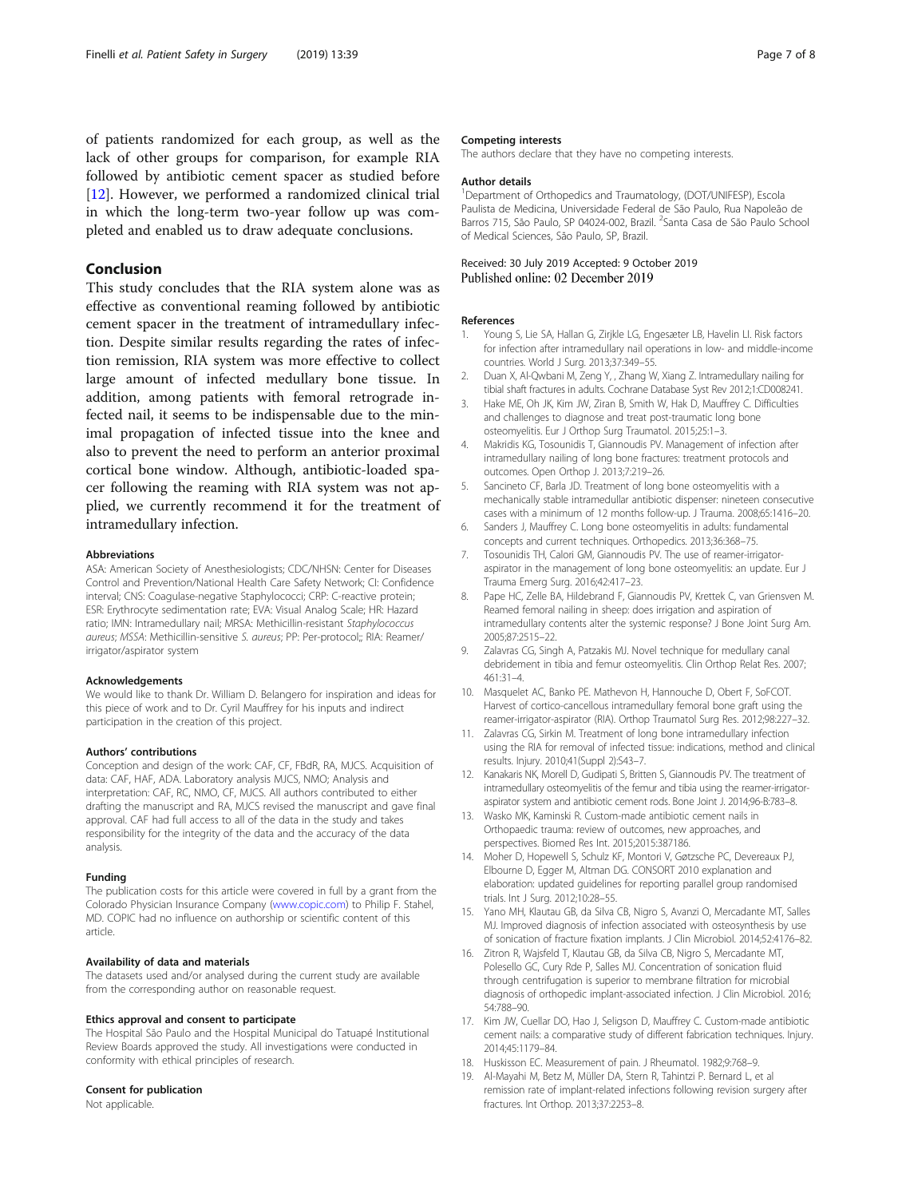of patients randomized for each group, as well as the lack of other groups for comparison, for example RIA followed by antibiotic cement spacer as studied before [12]. However, we performed a randomized clinical trial in which the long-term two-year follow up was completed and enabled us to draw adequate conclusions.

## Conclusion

This study concludes that the RIA system alone was as effective as conventional reaming followed by antibiotic cement spacer in the treatment of intramedullary infection. Despite similar results regarding the rates of infection remission, RIA system was more effective to collect large amount of infected medullary bone tissue. In addition, among patients with femoral retrograde infected nail, it seems to be indispensable due to the minimal propagation of infected tissue into the knee and also to prevent the need to perform an anterior proximal cortical bone window. Although, antibiotic-loaded spacer following the reaming with RIA system was not applied, we currently recommend it for the treatment of intramedullary infection.

### Abbreviations

ASA: American Society of Anesthesiologists; CDC/NHSN: Center for Diseases Control and Prevention/National Health Care Safety Network; CI: Confidence interval; CNS: Coagulase-negative Staphylococci; CRP: C-reactive protein; ESR: Erythrocyte sedimentation rate; EVA: Visual Analog Scale; HR: Hazard ratio; IMN: Intramedullary nail; MRSA: Methicillin-resistant *Staphylococcus aureus*; *MSSA*: Methicillin-sensitive *S. aureus*; PP: Per-protocol;; RIA: Reamer/irrigator/aspirator system

### Acknowledgements

We would like to thank Dr. William D. Belangero for inspiration and ideas for this piece of work and to Dr. Cyril Mauffrey for his inputs and indirect participation in the creation of this project.

### Authors' contributions

Conception and design of the work: CAF, CF, FBdR, RA, MJCS. Acquisition of data: CAF, HAF, ADA. Laboratory analysis MJCS, NMO; Analysis and interpretation: CAF, RC, NMO, CF, MJCS. All authors contributed to either drafting the manuscript and RA, MJCS revised the manuscript and gave final approval. CAF had full access to all of the data in the study and takes responsibility for the integrity of the data and the accuracy of the data analysis.

### Funding

The publication costs for this article were covered in full by a grant from the Colorado Physician Insurance Company (www.copic.com) to Philip F. Stahel, MD. COPIC had no influence on authorship or scientific content of this article.

### Availability of data and materials

The datasets used and/or analysed during the current study are available from the corresponding author on reasonable request.

### Ethics approval and consent to participate

The Hospital São Paulo and the Hospital Municipal do Tatuapé Institutional Review Boards approved the study. All investigations were conducted in conformity with ethical principles of research.

### Consent for publication

Not applicable.

### Competing interests

The authors declare that they have no competing interests.

### Author details

[1]Department of Orthopedics and Traumatology, (DOT/UNIFESP), Escola Paulista de Medicina, Universidade Federal de São Paulo, Rua Napoleão de Barros 715, São Paulo, SP 04024-002, Brazil. [2]Santa Casa de São Paulo School of Medical Sciences, São Paulo, SP, Brazil.

Received: 30 July 2019 Accepted: 9 October 2019
Published online: 02 December 2019

### References

1. Young S, Lie SA, Hallan G, Zirjkle LG, Engesæter LB, Havelin LI. Risk factors for infection after intramedullary nail operations in low- and middle-income countries. World J Surg. 2013;37:349–55.
2. Duan X, Al-Qwbani M, Zeng Y, , Zhang W, Xiang Z. Intramedullary nailing for tibial shaft fractures in adults. Cochrane Database Syst Rev 2012;1:CD008241.
3. Hake ME, Oh JK, Kim JW, Ziran B, Smith W, Hak D, Mauffrey C. Difficulties and challenges to diagnose and treat post-traumatic long bone osteomyelitis. Eur J Orthop Surg Traumatol. 2015;25:1–3.
4. Makridis KG, Tosounidis T, Giannoudis PV. Management of infection after intramedullary nailing of long bone fractures: treatment protocols and outcomes. Open Orthop J. 2013;7:219–26.
5. Sancineto CF, Barla JD. Treatment of long bone osteomyelitis with a mechanically stable intramedullar antibiotic dispenser: nineteen consecutive cases with a minimum of 12 months follow-up. J Trauma. 2008;65:1416–20.
6. Sanders J, Mauffrey C. Long bone osteomyelitis in adults: fundamental concepts and current techniques. Orthopedics. 2013;36:368–75.
7. Tosounidis TH, Calori GM, Giannoudis PV. The use of reamer-irrigator-aspirator in the management of long bone osteomyelitis: an update. Eur J Trauma Emerg Surg. 2016;42:417–23.
8. Pape HC, Zelle BA, Hildebrand F, Giannoudis PV, Krettek C, van Griensven M. Reamed femoral nailing in sheep: does irrigation and aspiration of intramedullary contents alter the systemic response? J Bone Joint Surg Am. 2005;87:2515–22.
9. Zalavras CG, Singh A, Patzakis MJ. Novel technique for medullary canal debridement in tibia and femur osteomyelitis. Clin Orthop Relat Res. 2007; 461:31–4.
10. Masquelet AC, Banko PE. Mathevon H, Hannouche D, Obert F, SoFCOT. Harvest of cortico-cancellous intramedullary femoral bone graft using the reamer-irrigator-aspirator (RIA). Orthop Traumatol Surg Res. 2012;98:227–32.
11. Zalavras CG, Sirkin M. Treatment of long bone intramedullary infection using the RIA for removal of infected tissue: indications, method and clinical results. Injury. 2010;41(Suppl 2):S43–7.
12. Kanakaris NK, Morell D, Gudipati S, Britten S, Giannoudis PV. The treatment of intramedullary osteomyelitis of the femur and tibia using the reamer-irrigator-aspirator system and antibiotic cement rods. Bone Joint J. 2014;96-B:783–8.
13. Wasko MK, Kaminski R. Custom-made antibiotic cement nails in Orthopaedic trauma: review of outcomes, new approaches, and perspectives. Biomed Res Int. 2015;2015:387186.
14. Moher D, Hopewell S, Schulz KF, Montori V, Gøtzsche PC, Devereaux PJ, Elbourne D, Egger M, Altman DG. CONSORT 2010 explanation and elaboration: updated guidelines for reporting parallel group randomised trials. Int J Surg. 2012;10:28–55.
15. Yano MH, Klautau GB, da Silva CB, Nigro S, Avanzi O, Mercadante MT, Salles MJ. Improved diagnosis of infection associated with osteosynthesis by use of sonication of fracture fixation implants. J Clin Microbiol. 2014;52:4176–82.
16. Zitron R, Wajsfeld T, Klautau GB, da Silva CB, Nigro S, Mercadante MT, Polesello GC, Cury Rde P, Salles MJ. Concentration of sonication fluid through centrifugation is superior to membrane filtration for microbial diagnosis of orthopedic implant-associated infection. J Clin Microbiol. 2016; 54:788–90.
17. Kim JW, Cuellar DO, Hao J, Seligson D, Mauffrey C. Custom-made antibiotic cement nails: a comparative study of different fabrication techniques. Injury. 2014;45:1179–84.
18. Huskisson EC. Measurement of pain. J Rheumatol. 1982;9:768–9.
19. Al-Mayahi M, Betz M, Müller DA, Stern R, Tahintzi P. Bernard L, et al remission rate of implant-related infections following revision surgery after fractures. Int Orthop. 2013;37:2253–8.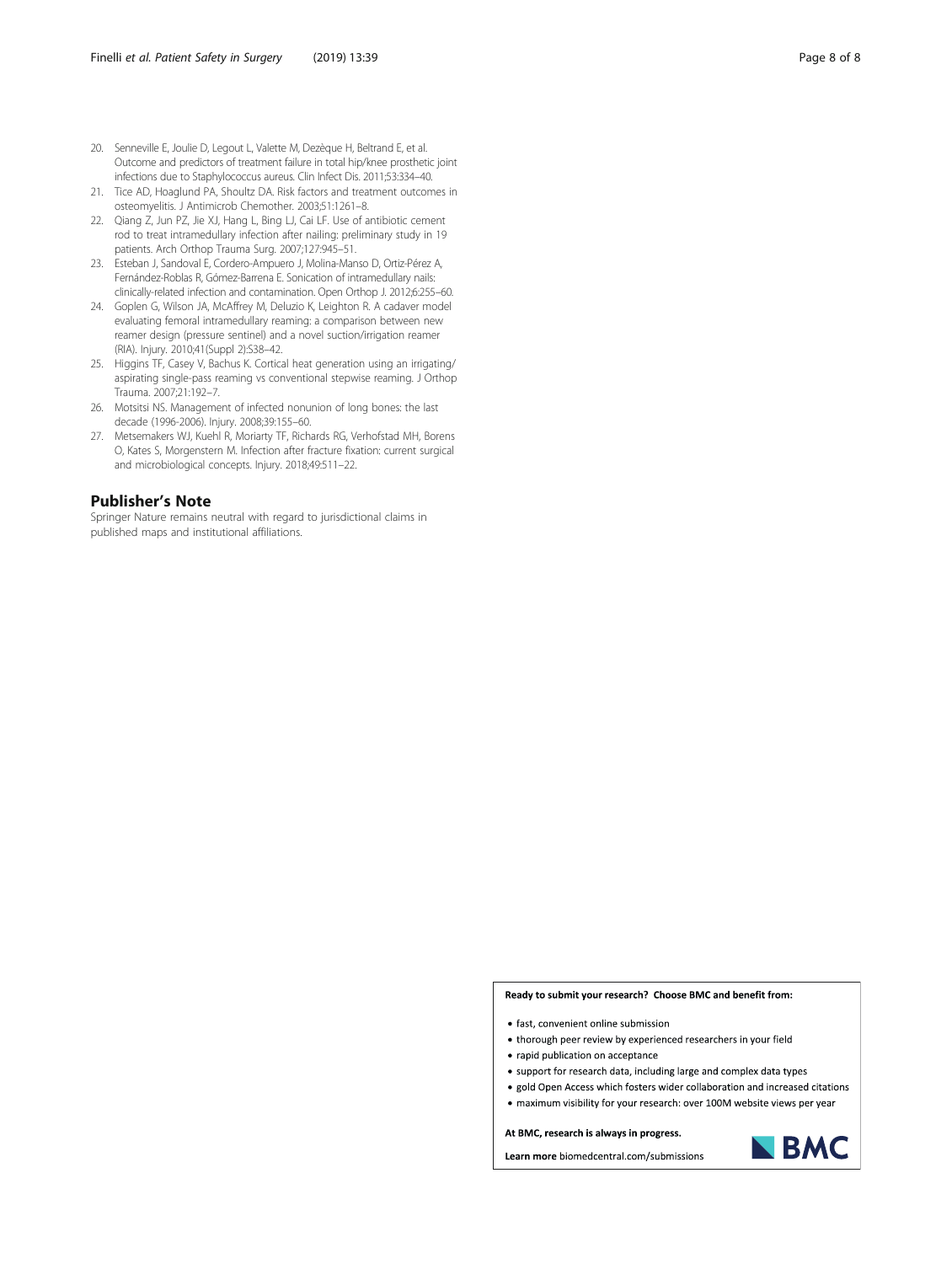20. Senneville E, Joulie D, Legout L, Valette M, Dezèque H, Beltrand E, et al. Outcome and predictors of treatment failure in total hip/knee prosthetic joint infections due to Staphylococcus aureus. Clin Infect Dis. 2011;53:334–40.
21. Tice AD, Hoaglund PA, Shoultz DA. Risk factors and treatment outcomes in osteomyelitis. J Antimicrob Chemother. 2003;51:1261–8.
22. Qiang Z, Jun PZ, Jie XJ, Hang L, Bing LJ, Cai LF. Use of antibiotic cement rod to treat intramedullary infection after nailing: preliminary study in 19 patients. Arch Orthop Trauma Surg. 2007;127:945–51.
23. Esteban J, Sandoval E, Cordero-Ampuero J, Molina-Manso D, Ortiz-Pérez A, Fernández-Roblas R, Gómez-Barrena E. Sonication of intramedullary nails: clinically-related infection and contamination. Open Orthop J. 2012;6:255–60.
24. Goplen G, Wilson JA, McAffrey M, Deluzio K, Leighton R. A cadaver model evaluating femoral intramedullary reaming: a comparison between new reamer design (pressure sentinel) and a novel suction/irrigation reamer (RIA). Injury. 2010;41(Suppl 2):S38–42.
25. Higgins TF, Casey V, Bachus K. Cortical heat generation using an irrigating/aspirating single-pass reaming vs conventional stepwise reaming. J Orthop Trauma. 2007;21:192–7.
26. Motsitsi NS. Management of infected nonunion of long bones: the last decade (1996-2006). Injury. 2008;39:155–60.
27. Metsemakers WJ, Kuehl R, Moriarty TF, Richards RG, Verhofstad MH, Borens O, Kates S, Morgenstern M. Infection after fracture fixation: current surgical and microbiological concepts. Injury. 2018;49:511–22.

## Publisher's Note

Springer Nature remains neutral with regard to jurisdictional claims in published maps and institutional affiliations.

**Ready to submit your research? Choose BMC and benefit from:**

- fast, convenient online submission
- thorough peer review by experienced researchers in your field
- rapid publication on acceptance
- support for research data, including large and complex data types
- gold Open Access which fosters wider collaboration and increased citations
- maximum visibility for your research: over 100M website views per year

**At BMC, research is always in progress.**

**Learn more** biomedcentral.com/submissions